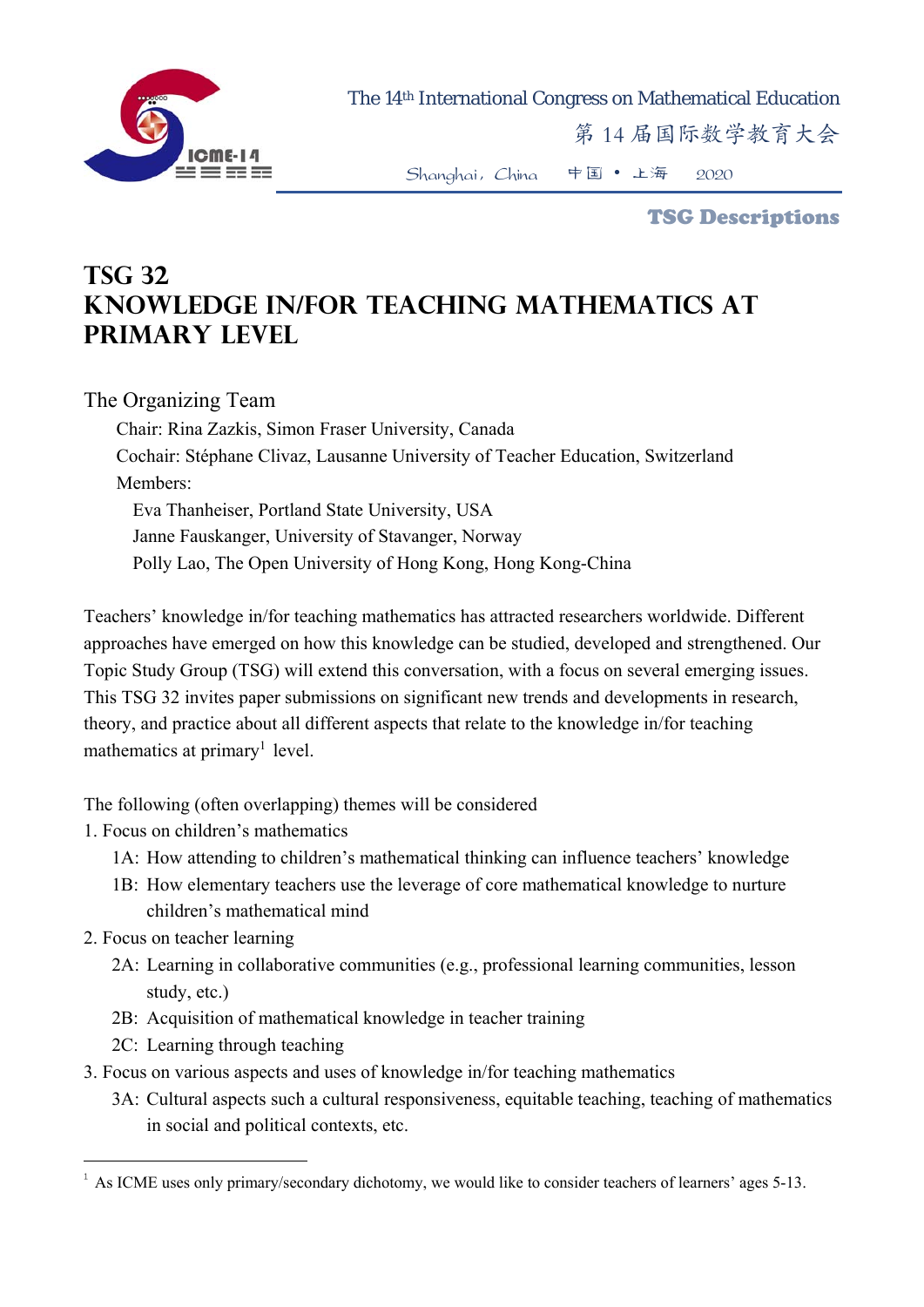# TSG 32
# KNOWLEDGE IN/FOR TEACHING MATHEMATICS AT PRIMARY LEVEL

## The Organizing Team

Chair: Rina Zazkis, Simon Fraser University, Canada

Cochair: Stéphane Clivaz, Lausanne University of Teacher Education, Switzerland

Members:

- Eva Thanheiser, Portland State University, USA
- Janne Fauskanger, University of Stavanger, Norway
- Polly Lao, The Open University of Hong Kong, Hong Kong-China

Teachers' knowledge in/for teaching mathematics has attracted researchers worldwide. Different approaches have emerged on how this knowledge can be studied, developed and strengthened. Our Topic Study Group (TSG) will extend this conversation, with a focus on several emerging issues. This TSG 32 invites paper submissions on significant new trends and developments in research, theory, and practice about all different aspects that relate to the knowledge in/for teaching mathematics at primary[1] level.

The following (often overlapping) themes will be considered

1. Focus on children's mathematics
   - 1A: How attending to children's mathematical thinking can influence teachers' knowledge
   - 1B: How elementary teachers use the leverage of core mathematical knowledge to nurture children's mathematical mind
2. Focus on teacher learning
   - 2A: Learning in collaborative communities (e.g., professional learning communities, lesson study, etc.)
   - 2B: Acquisition of mathematical knowledge in teacher training
   - 2C: Learning through teaching
3. Focus on various aspects and uses of knowledge in/for teaching mathematics
   - 3A: Cultural aspects such a cultural responsiveness, equitable teaching, teaching of mathematics in social and political contexts, etc.

---

[1] As ICME uses only primary/secondary dichotomy, we would like to consider teachers of learners' ages 5-13.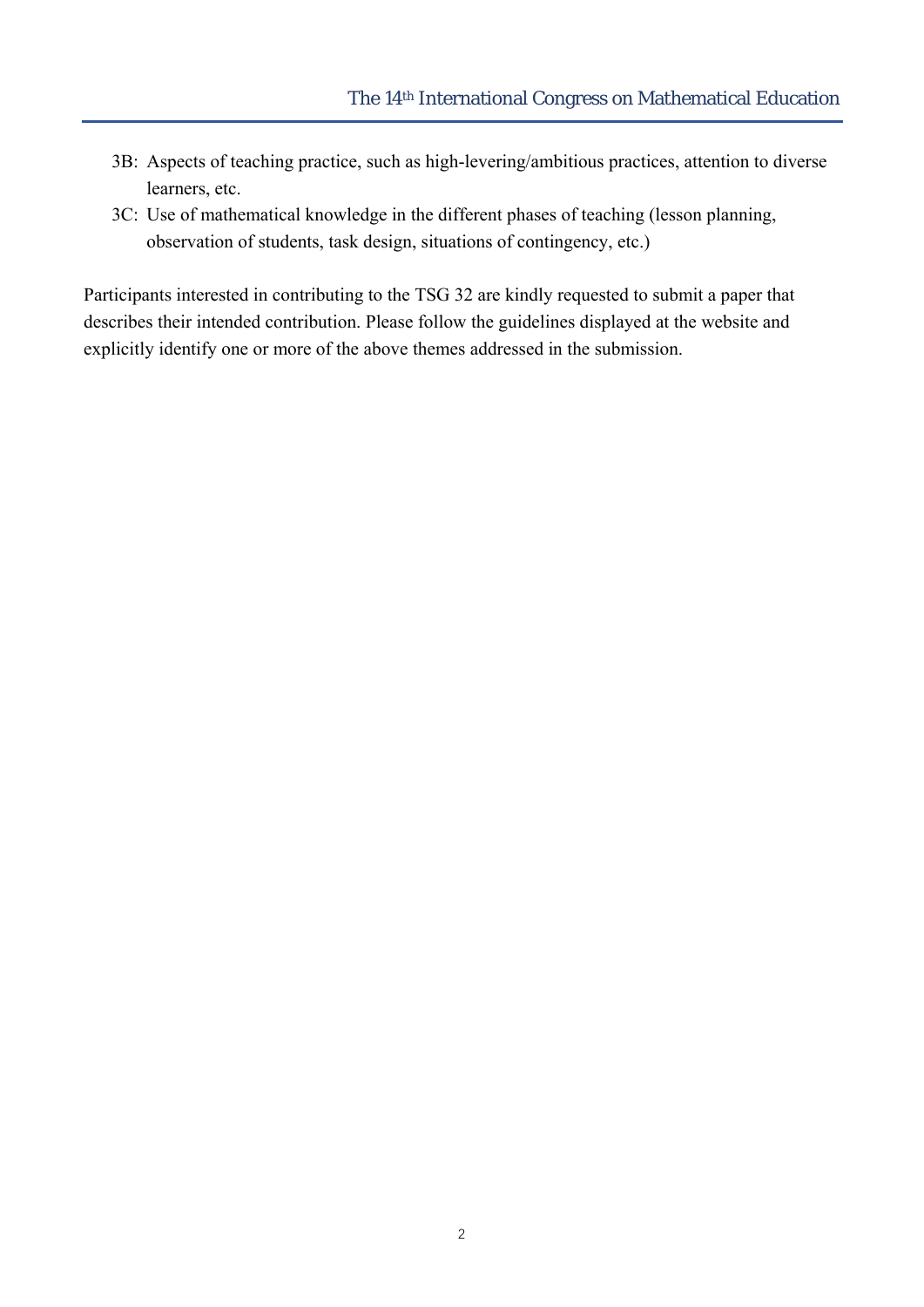- 3B: Aspects of teaching practice, such as high-levering/ambitious practices, attention to diverse learners, etc.
- 3C: Use of mathematical knowledge in the different phases of teaching (lesson planning, observation of students, task design, situations of contingency, etc.)

Participants interested in contributing to the TSG 32 are kindly requested to submit a paper that describes their intended contribution. Please follow the guidelines displayed at the website and explicitly identify one or more of the above themes addressed in the submission.